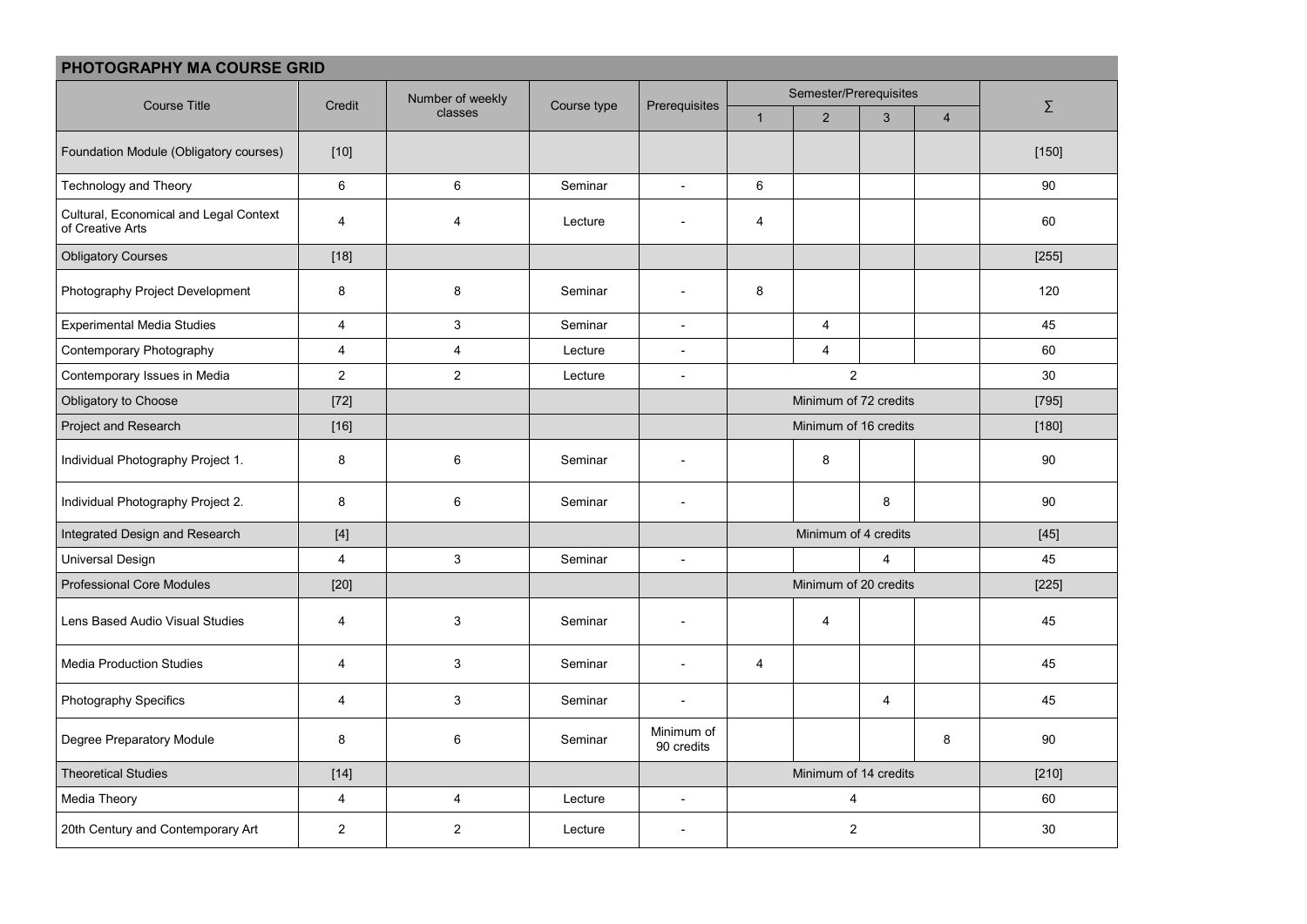## PHOTOGRAPHY MA COURSE GRID

| Course Title | Credit | Number of weekly classes | Course type | Prerequisites | Semester/Prerequisites | | | | ∑ |
|---|---|---|---|---|---|---|---|---|---|
| | | | | | 1 | 2 | 3 | 4 | |
| Foundation Module (Obligatory courses) | [10] | | | | | | | | [150] |
| Technology and Theory | 6 | 6 | Seminar | - | 6 | | | | 90 |
| Cultural, Economical and Legal Context of Creative Arts | 4 | 4 | Lecture | - | 4 | | | | 60 |
| Obligatory Courses | [18] | | | | | | | | [255] |
| Photography Project Development | 8 | 8 | Seminar | - | 8 | | | | 120 |
| Experimental Media Studies | 4 | 3 | Seminar | - | | 4 | | | 45 |
| Contemporary Photography | 4 | 4 | Lecture | - | | 4 | | | 60 |
| Contemporary Issues in Media | 2 | 2 | Lecture | - | 2 | | | | 30 |
| Obligatory to Choose | [72] | | | | Minimum of 72 credits | | | | [795] |
| Project and Research | [16] | | | | Minimum of 16 credits | | | | [180] |
| Individual Photography Project 1. | 8 | 6 | Seminar | - | | 8 | | | 90 |
| Individual Photography Project 2. | 8 | 6 | Seminar | - | | | 8 | | 90 |
| Integrated Design and Research | [4] | | | | Minimum of 4 credits | | | | [45] |
| Universal Design | 4 | 3 | Seminar | - | | | 4 | | 45 |
| Professional Core Modules | [20] | | | | Minimum of 20 credits | | | | [225] |
| Lens Based Audio Visual Studies | 4 | 3 | Seminar | - | | 4 | | | 45 |
| Media Production Studies | 4 | 3 | Seminar | - | 4 | | | | 45 |
| Photography Specifics | 4 | 3 | Seminar | - | | | 4 | | 45 |
| Degree Preparatory Module | 8 | 6 | Seminar | Minimum of 90 credits | | | | 8 | 90 |
| Theoretical Studies | [14] | | | | Minimum of 14 credits | | | | [210] |
| Media Theory | 4 | 4 | Lecture | - | 4 | | | | 60 |
| 20th Century and Contemporary Art | 2 | 2 | Lecture | - | 2 | | | | 30 |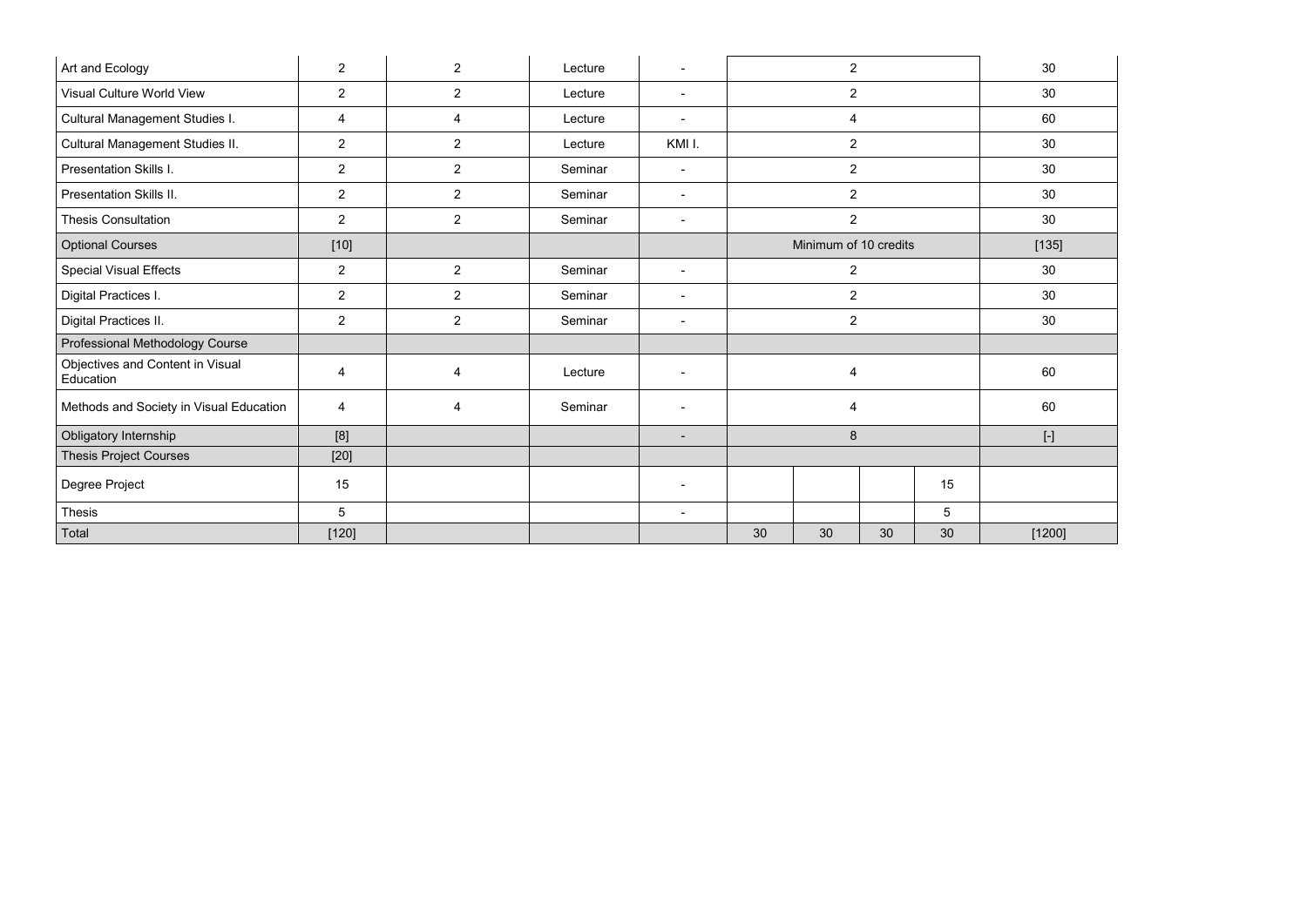| | | | | | | | | | |
|---|---|---|---|---|---|---|---|---|---|
| Art and Ecology | 2 | 2 | Lecture | - | 2 | | | | 30 |
| Visual Culture World View | 2 | 2 | Lecture | - | 2 | | | | 30 |
| Cultural Management Studies I. | 4 | 4 | Lecture | - | 4 | | | | 60 |
| Cultural Management Studies II. | 2 | 2 | Lecture | KMI I. | 2 | | | | 30 |
| Presentation Skills I. | 2 | 2 | Seminar | - | 2 | | | | 30 |
| Presentation Skills II. | 2 | 2 | Seminar | - | 2 | | | | 30 |
| Thesis Consultation | 2 | 2 | Seminar | - | 2 | | | | 30 |
| Optional Courses | [10] | | | | Minimum of 10 credits | | | | [135] |
| Special Visual Effects | 2 | 2 | Seminar | - | 2 | | | | 30 |
| Digital Practices I. | 2 | 2 | Seminar | - | 2 | | | | 30 |
| Digital Practices II. | 2 | 2 | Seminar | - | 2 | | | | 30 |
| Professional Methodology Course | | | | | | | | | |
| Objectives and Content in Visual Education | 4 | 4 | Lecture | - | 4 | | | | 60 |
| Methods and Society in Visual Education | 4 | 4 | Seminar | - | 4 | | | | 60 |
| Obligatory Internship | [8] | | | - | 8 | | | | [-] |
| Thesis Project Courses | [20] | | | | | | | | |
| Degree Project | 15 | | | - | | | | 15 | |
| Thesis | 5 | | | - | | | | 5 | |
| Total | [120] | | | | 30 | 30 | 30 | 30 | [1200] |